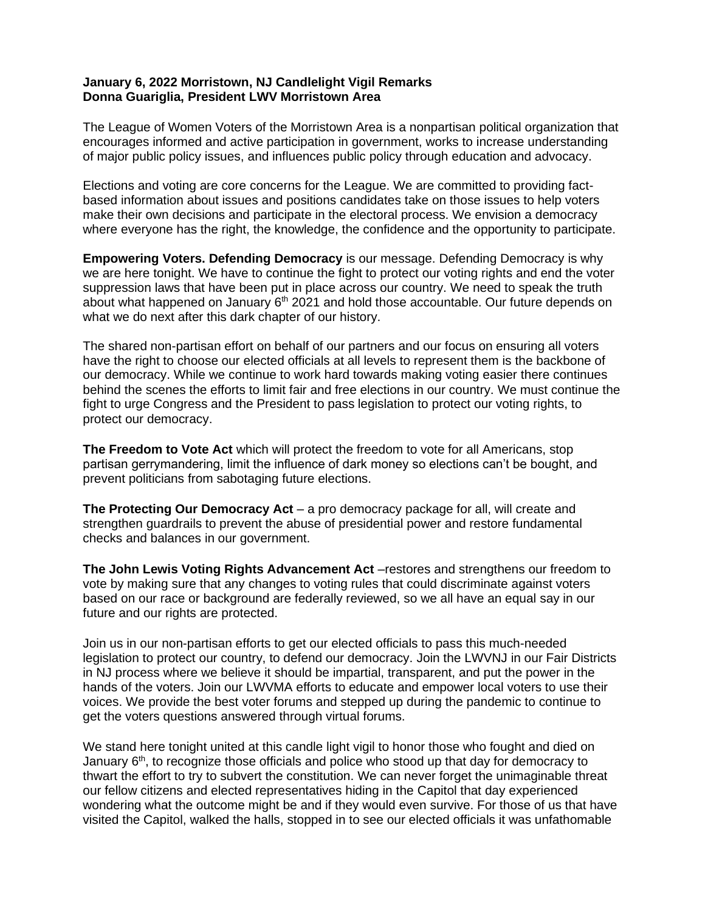**January 6, 2022 Morristown, NJ Candlelight Vigil Remarks**
**Donna Guariglia, President LWV Morristown Area**

The League of Women Voters of the Morristown Area is a nonpartisan political organization that encourages informed and active participation in government, works to increase understanding of major public policy issues, and influences public policy through education and advocacy.

Elections and voting are core concerns for the League. We are committed to providing fact-based information about issues and positions candidates take on those issues to help voters make their own decisions and participate in the electoral process. We envision a democracy where everyone has the right, the knowledge, the confidence and the opportunity to participate.

**Empowering Voters. Defending Democracy** is our message. Defending Democracy is why we are here tonight. We have to continue the fight to protect our voting rights and end the voter suppression laws that have been put in place across our country. We need to speak the truth about what happened on January 6th 2021 and hold those accountable. Our future depends on what we do next after this dark chapter of our history.

The shared non-partisan effort on behalf of our partners and our focus on ensuring all voters have the right to choose our elected officials at all levels to represent them is the backbone of our democracy. While we continue to work hard towards making voting easier there continues behind the scenes the efforts to limit fair and free elections in our country. We must continue the fight to urge Congress and the President to pass legislation to protect our voting rights, to protect our democracy.

**The Freedom to Vote Act** which will protect the freedom to vote for all Americans, stop partisan gerrymandering, limit the influence of dark money so elections can't be bought, and prevent politicians from sabotaging future elections.

**The Protecting Our Democracy Act** – a pro democracy package for all, will create and strengthen guardrails to prevent the abuse of presidential power and restore fundamental checks and balances in our government.

**The John Lewis Voting Rights Advancement Act** –restores and strengthens our freedom to vote by making sure that any changes to voting rules that could discriminate against voters based on our race or background are federally reviewed, so we all have an equal say in our future and our rights are protected.

Join us in our non-partisan efforts to get our elected officials to pass this much-needed legislation to protect our country, to defend our democracy. Join the LWVNJ in our Fair Districts in NJ process where we believe it should be impartial, transparent, and put the power in the hands of the voters. Join our LWVMA efforts to educate and empower local voters to use their voices. We provide the best voter forums and stepped up during the pandemic to continue to get the voters questions answered through virtual forums.

We stand here tonight united at this candle light vigil to honor those who fought and died on January 6th, to recognize those officials and police who stood up that day for democracy to thwart the effort to try to subvert the constitution. We can never forget the unimaginable threat our fellow citizens and elected representatives hiding in the Capitol that day experienced wondering what the outcome might be and if they would even survive. For those of us that have visited the Capitol, walked the halls, stopped in to see our elected officials it was unfathomable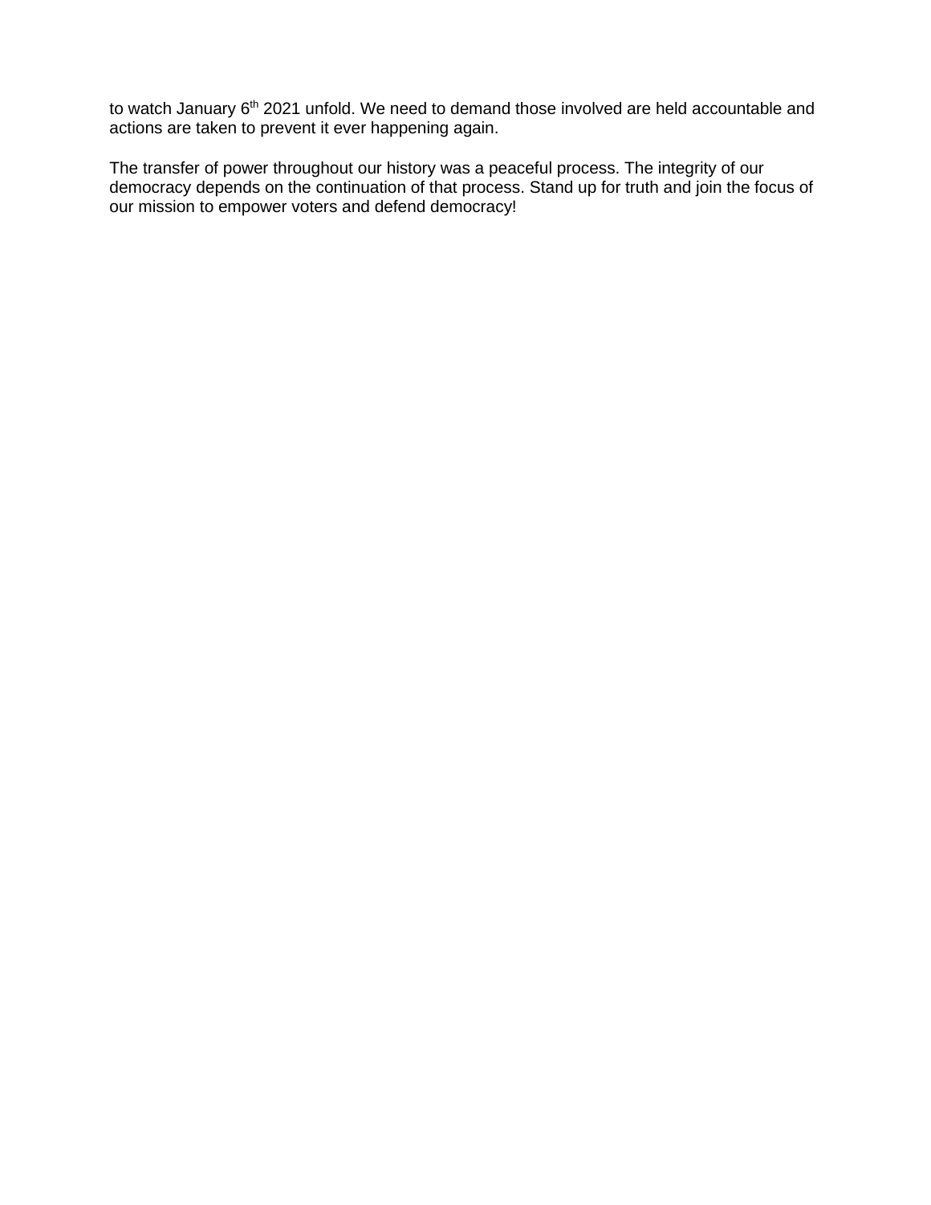to watch January 6th 2021 unfold. We need to demand those involved are held accountable and actions are taken to prevent it ever happening again.

The transfer of power throughout our history was a peaceful process. The integrity of our democracy depends on the continuation of that process. Stand up for truth and join the focus of our mission to empower voters and defend democracy!